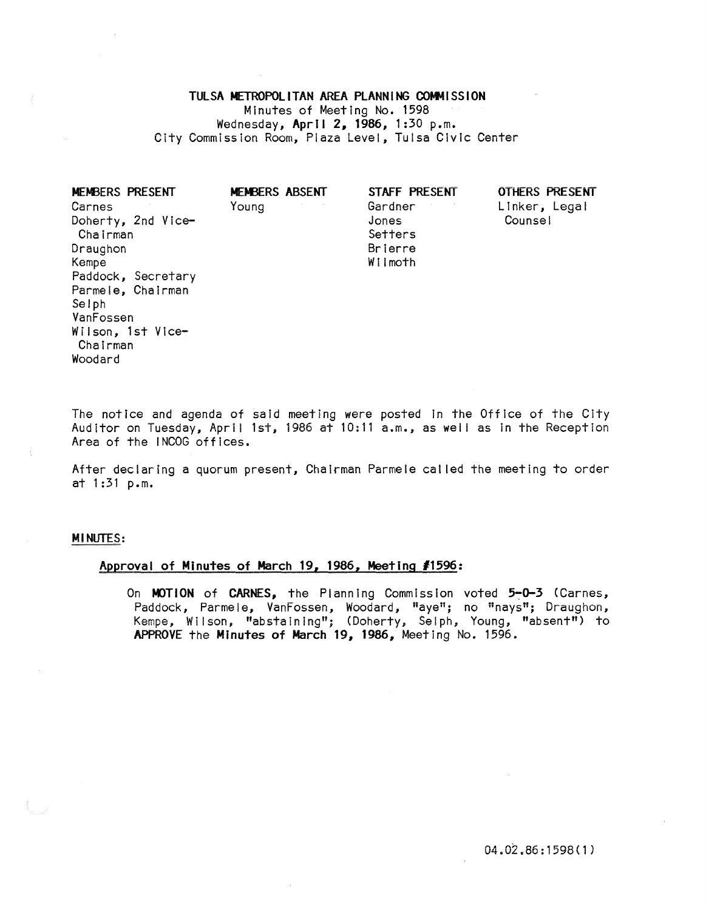# TULSA METROPOLITAN AREA PLANNING COMMISSION

Minutes of Meeting No. 1598
Wednesday, **April 2, 1986**, 1:30 p.m.
City Commission Room, Plaza Level, Tulsa Civic Center

| MEMBERS PRESENT | MEMBERS ABSENT | STAFF PRESENT | OTHERS PRESENT |
|---|---|---|---|
| Carnes | Young | Gardner | Linker, Legal Counsel |
| Doherty, 2nd Vice-Chairman | | Jones | |
| Draughon | | Setters | |
| Kempe | | Brierre | |
| Paddock, Secretary | | Wilmoth | |
| Parmele, Chairman | | | |
| Selph | | | |
| VanFossen | | | |
| Wilson, 1st Vice-Chairman | | | |
| Woodard | | | |

The notice and agenda of said meeting were posted in the Office of the City Auditor on Tuesday, April 1st, 1986 at 10:11 a.m., as well as in the Reception Area of the INCOG offices.

After declaring a quorum present, Chairman Parmele called the meeting to order at 1:31 p.m.

## MINUTES:

### Approval of Minutes of March 19, 1986, Meeting #1596:

On **MOTION** of **CARNES**, the Planning Commission voted **5-0-3** (Carnes, Paddock, Parmele, VanFossen, Woodard, "aye"; no "nays"; Draughon, Kempe, Wilson, "abstaining"; (Doherty, Selph, Young, "absent") to **APPROVE** the **Minutes of March 19, 1986**, Meeting No. 1596.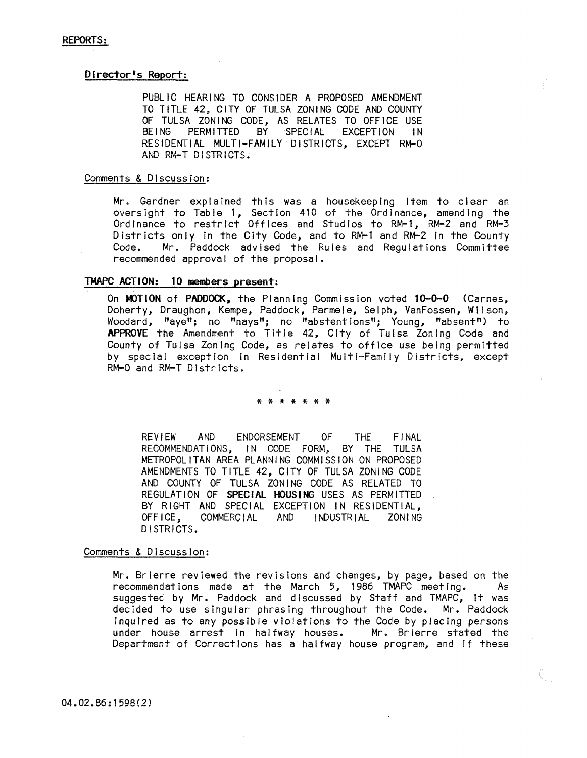**REPORTS:**

**Director's Report:**

PUBLIC HEARING TO CONSIDER A PROPOSED AMENDMENT TO TITLE 42, CITY OF TULSA ZONING CODE AND COUNTY OF TULSA ZONING CODE, AS RELATES TO OFFICE USE BEING PERMITTED BY SPECIAL EXCEPTION IN RESIDENTIAL MULTI-FAMILY DISTRICTS, EXCEPT RM-0 AND RM-T DISTRICTS.

Comments & Discussion:

Mr. Gardner explained this was a housekeeping item to clear an oversight to Table 1, Section 410 of the Ordinance, amending the Ordinance to restrict Offices and Studios to RM-1, RM-2 and RM-3 Districts only in the City Code, and to RM-1 and RM-2 in the County Code. Mr. Paddock advised the Rules and Regulations Committee recommended approval of the proposal.

**TMAPC ACTION: 10 members present:**

On **MOTION** of **PADDOCK**, the Planning Commission voted **10-0-0** (Carnes, Doherty, Draughon, Kempe, Paddock, Parmele, Selph, VanFossen, Wilson, Woodard, "aye"; no "nays"; no "abstentions"; Young, "absent") to **APPROVE** the Amendment to Title 42, City of Tulsa Zoning Code and County of Tulsa Zoning Code, as relates to office use being permitted by special exception in Residential Multi-Family Districts, except RM-0 and RM-T Districts.

* * * * * * *

REVIEW AND ENDORSEMENT OF THE FINAL RECOMMENDATIONS, IN CODE FORM, BY THE TULSA METROPOLITAN AREA PLANNING COMMISSION ON PROPOSED AMENDMENTS TO TITLE 42, CITY OF TULSA ZONING CODE AND COUNTY OF TULSA ZONING CODE AS RELATED TO REGULATION OF **SPECIAL HOUSING** USES AS PERMITTED BY RIGHT AND SPECIAL EXCEPTION IN RESIDENTIAL, OFFICE, COMMERCIAL AND INDUSTRIAL ZONING DISTRICTS.

Comments & Discussion:

Mr. Brierre reviewed the revisions and changes, by page, based on the recommendations made at the March 5, 1986 TMAPC meeting. As suggested by Mr. Paddock and discussed by Staff and TMAPC, it was decided to use singular phrasing throughout the Code. Mr. Paddock inquired as to any possible violations to the Code by placing persons under house arrest in halfway houses. Mr. Brierre stated the Department of Corrections has a halfway house program, and if these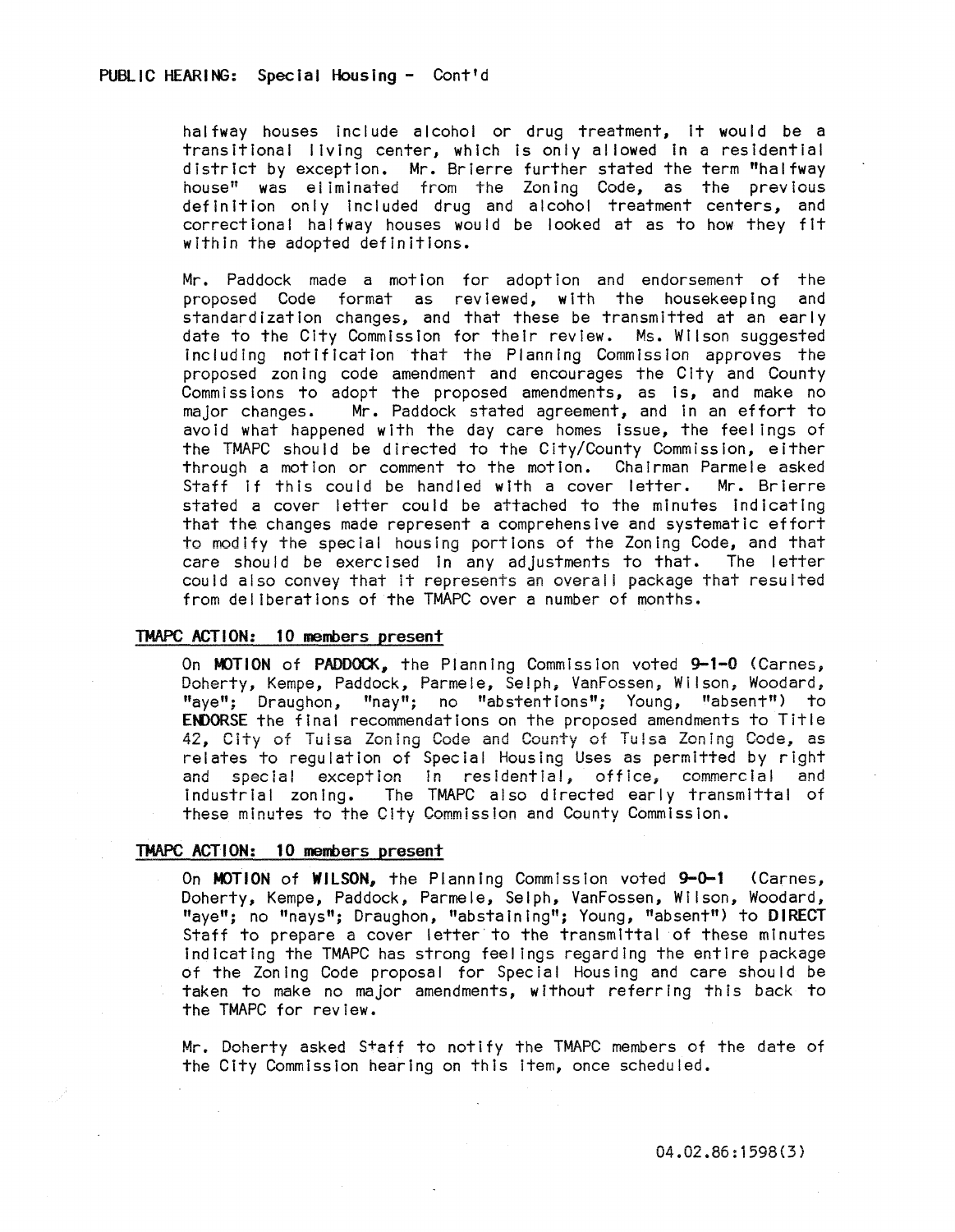## PUBLIC HEARING: Special Housing - Cont'd

halfway houses include alcohol or drug treatment, it would be a transitional living center, which is only allowed in a residential district by exception. Mr. Brierre further stated the term "halfway house" was eliminated from the Zoning Code, as the previous definition only included drug and alcohol treatment centers, and correctional halfway houses would be looked at as to how they fit within the adopted definitions.

Mr. Paddock made a motion for adoption and endorsement of the proposed Code format as reviewed, with the housekeeping and standardization changes, and that these be transmitted at an early date to the City Commission for their review. Ms. Wilson suggested including notification that the Planning Commission approves the proposed zoning code amendment and encourages the City and County Commissions to adopt the proposed amendments, as is, and make no major changes. Mr. Paddock stated agreement, and in an effort to avoid what happened with the day care homes issue, the feelings of the TMAPC should be directed to the City/County Commission, either through a motion or comment to the motion. Chairman Parmele asked Staff if this could be handled with a cover letter. Mr. Brierre stated a cover letter could be attached to the minutes indicating that the changes made represent a comprehensive and systematic effort to modify the special housing portions of the Zoning Code, and that care should be exercised in any adjustments to that. The letter could also convey that it represents an overall package that resulted from deliberations of the TMAPC over a number of months.

### TMAPC ACTION: 10 members present

On **MOTION** of **PADDOCK**, the Planning Commission voted **9-1-0** (Carnes, Doherty, Kempe, Paddock, Parmele, Selph, VanFossen, Wilson, Woodard, "aye"; Draughon, "nay"; no "abstentions"; Young, "absent") to **ENDORSE** the final recommendations on the proposed amendments to Title 42, City of Tulsa Zoning Code and County of Tulsa Zoning Code, as relates to regulation of Special Housing Uses as permitted by right and special exception in residential, office, commercial and industrial zoning. The TMAPC also directed early transmittal of these minutes to the City Commission and County Commission.

### TMAPC ACTION: 10 members present

On **MOTION** of **WILSON**, the Planning Commission voted **9-0-1** (Carnes, Doherty, Kempe, Paddock, Parmele, Selph, VanFossen, Wilson, Woodard, "aye"; no "nays"; Draughon, "abstaining"; Young, "absent") to **DIRECT** Staff to prepare a cover letter to the transmittal of these minutes indicating the TMAPC has strong feelings regarding the entire package of the Zoning Code proposal for Special Housing and care should be taken to make no major amendments, without referring this back to the TMAPC for review.

Mr. Doherty asked Staff to notify the TMAPC members of the date of the City Commission hearing on this item, once scheduled.

04.02.86:1598(3)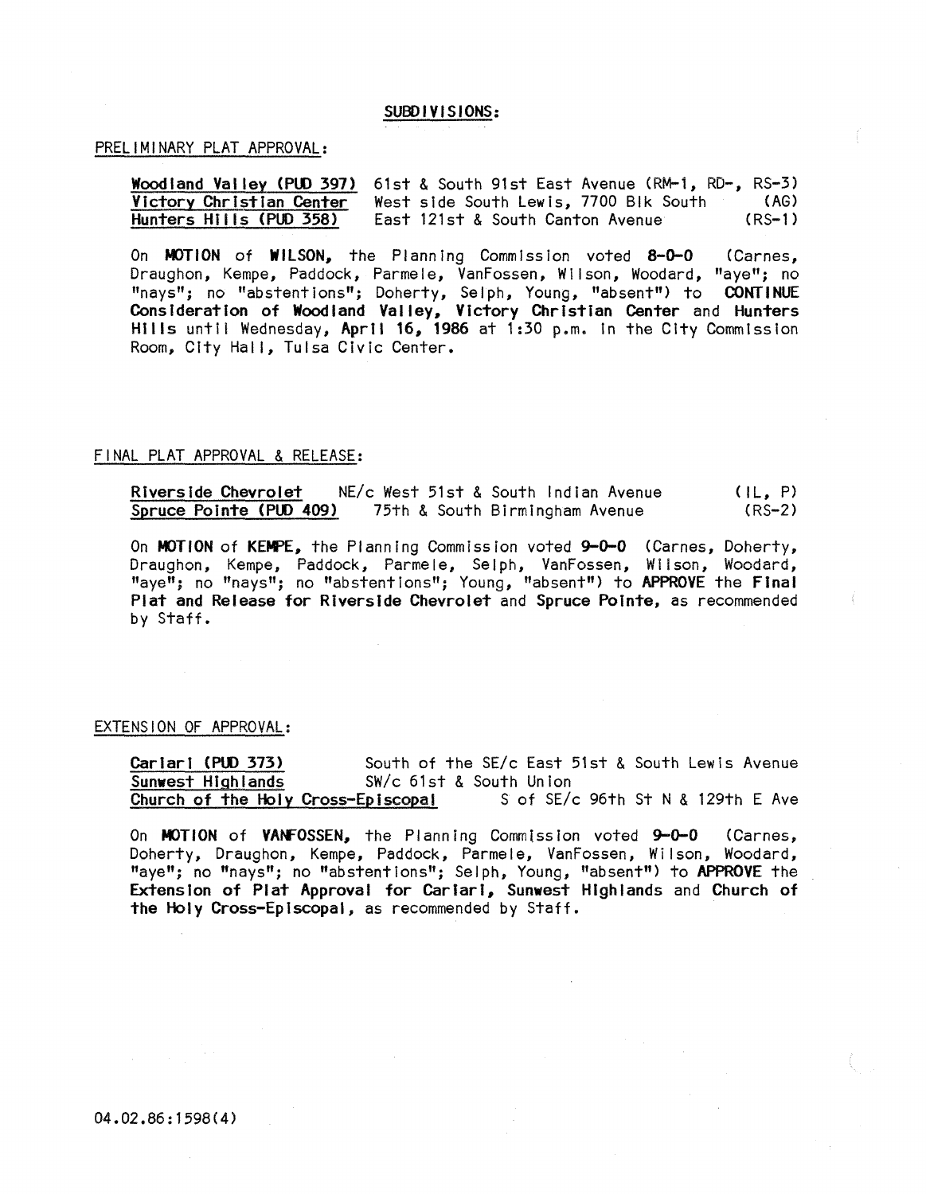## SUBDIVISIONS:

PRELIMINARY PLAT APPROVAL:

| | | |
|---|---|---|
| **Woodland Valley (PUD 397)** | 61st & South 91st East Avenue | (RM-1, RD-, RS-3) |
| **Victory Christian Center** | West side South Lewis, 7700 Blk South | (AG) |
| **Hunters Hills (PUD 358)** | East 121st & South Canton Avenue | (RS-1) |

On **MOTION** of **WILSON**, the Planning Commission voted **8-0-0** (Carnes, Draughon, Kempe, Paddock, Parmele, VanFossen, Wilson, Woodard, "aye"; no "nays"; no "abstentions"; Doherty, Selph, Young, "absent") to **CONTINUE Consideration of Woodland Valley, Victory Christian Center** and **Hunters Hills** until Wednesday, **April 16, 1986** at 1:30 p.m. in the City Commission Room, City Hall, Tulsa Civic Center.

FINAL PLAT APPROVAL & RELEASE:

| | | |
|---|---|---|
| **Riverside Chevrolet** | NE/c West 51st & South Indian Avenue | (IL, P) |
| **Spruce Pointe (PUD 409)** | 75th & South Birmingham Avenue | (RS-2) |

On **MOTION** of **KEMPE**, the Planning Commission voted **9-0-0** (Carnes, Doherty, Draughon, Kempe, Paddock, Parmele, Selph, VanFossen, Wilson, Woodard, "aye"; no "nays"; no "abstentions"; Young, "absent") to **APPROVE** the **Final Plat and Release for Riverside Chevrolet** and **Spruce Pointe**, as recommended by Staff.

EXTENSION OF APPROVAL:

| | |
|---|---|
| **Cariari (PUD 373)** | South of the SE/c East 51st & South Lewis Avenue |
| **Sunwest Highlands** | SW/c 61st & South Union |
| **Church of the Holy Cross-Episcopal** | S of SE/c 96th St N & 129th E Ave |

On **MOTION** of **VANFOSSEN**, the Planning Commission voted **9-0-0** (Carnes, Doherty, Draughon, Kempe, Paddock, Parmele, VanFossen, Wilson, Woodard, "aye"; no "nays"; no "abstentions"; Selph, Young, "absent") to **APPROVE** the **Extension of Plat Approval for Cariari, Sunwest Highlands** and **Church of the Holy Cross-Episcopal**, as recommended by Staff.

04.02.86:1598(4)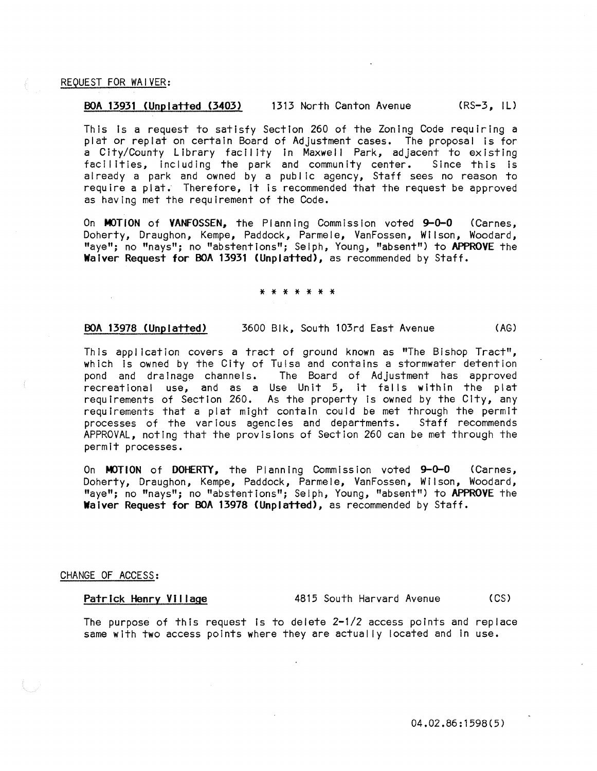REQUEST FOR WAIVER:

**BOA 13931 (Unplatted (3403)** 1313 North Canton Avenue (RS-3, IL)

This is a request to satisfy Section 260 of the Zoning Code requiring a plat or replat on certain Board of Adjustment cases. The proposal is for a City/County Library facility in Maxwell Park, adjacent to existing facilities, including the park and community center. Since this is already a park and owned by a public agency, Staff sees no reason to require a plat. Therefore, it is recommended that the request be approved as having met the requirement of the Code.

On **MOTION** of **VANFOSSEN**, the Planning Commission voted **9-0-0** (Carnes, Doherty, Draughon, Kempe, Paddock, Parmele, VanFossen, Wilson, Woodard, "aye"; no "nays"; no "abstentions"; Selph, Young, "absent") to **APPROVE** the **Waiver Request for BOA 13931 (Unplatted)**, as recommended by Staff.

\* \* \* \* \* \* \*

**BOA 13978 (Unplatted)** 3600 Blk, South 103rd East Avenue (AG)

This application covers a tract of ground known as "The Bishop Tract", which is owned by the City of Tulsa and contains a stormwater detention pond and drainage channels. The Board of Adjustment has approved recreational use, and as a Use Unit 5, it falls within the plat requirements of Section 260. As the property is owned by the City, any requirements that a plat might contain could be met through the permit processes of the various agencies and departments. Staff recommends APPROVAL, noting that the provisions of Section 260 can be met through the permit processes.

On **MOTION** of **DOHERTY**, the Planning Commission voted **9-0-0** (Carnes, Doherty, Draughon, Kempe, Paddock, Parmele, VanFossen, Wilson, Woodard, "aye"; no "nays"; no "abstentions"; Selph, Young, "absent") to **APPROVE** the **Waiver Request for BOA 13978 (Unplatted)**, as recommended by Staff.

CHANGE OF ACCESS:

**Patrick Henry Village** 4815 South Harvard Avenue (CS)

The purpose of this request is to delete 2-1/2 access points and replace same with two access points where they are actually located and in use.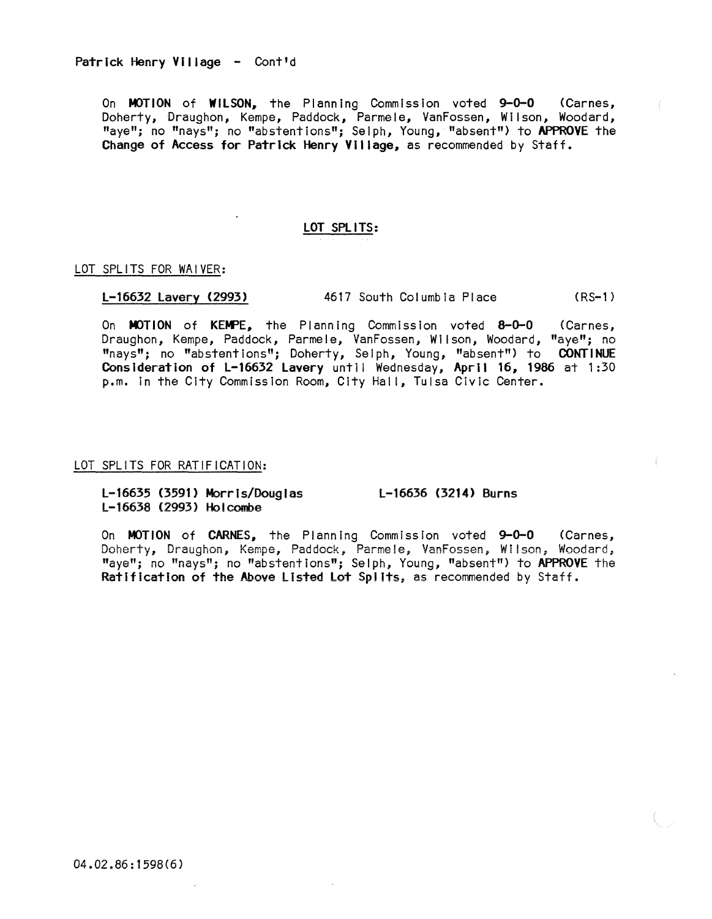Patrick Henry Village - Cont'd

On **MOTION** of **WILSON**, the Planning Commission voted **9-0-0** (Carnes, Doherty, Draughon, Kempe, Paddock, Parmele, VanFossen, Wilson, Woodard, "aye"; no "nays"; no "abstentions"; Selph, Young, "absent") to **APPROVE** the **Change of Access for Patrick Henry Village**, as recommended by Staff.

## LOT SPLITS:

### LOT SPLITS FOR WAIVER:

**L-16632 Lavery (2993)** 4617 South Columbia Place (RS-1)

On **MOTION** of **KEMPE**, the Planning Commission voted **8-0-0** (Carnes, Draughon, Kempe, Paddock, Parmele, VanFossen, Wilson, Woodard, "aye"; no "nays"; no "abstentions"; Doherty, Selph, Young, "absent") to **CONTINUE Consideration of L-16632 Lavery** until Wednesday, **April 16, 1986** at 1:30 p.m. in the City Commission Room, City Hall, Tulsa Civic Center.

### LOT SPLITS FOR RATIFICATION:

**L-16635 (3591) Morris/Douglas** **L-16636 (3214) Burns**
**L-16638 (2993) Holcombe**

On **MOTION** of **CARNES**, the Planning Commission voted **9-0-0** (Carnes, Doherty, Draughon, Kempe, Paddock, Parmele, VanFossen, Wilson, Woodard, "aye"; no "nays"; no "abstentions"; Selph, Young, "absent") to **APPROVE** the **Ratification of the Above Listed Lot Splits**, as recommended by Staff.

04.02.86:1598(6)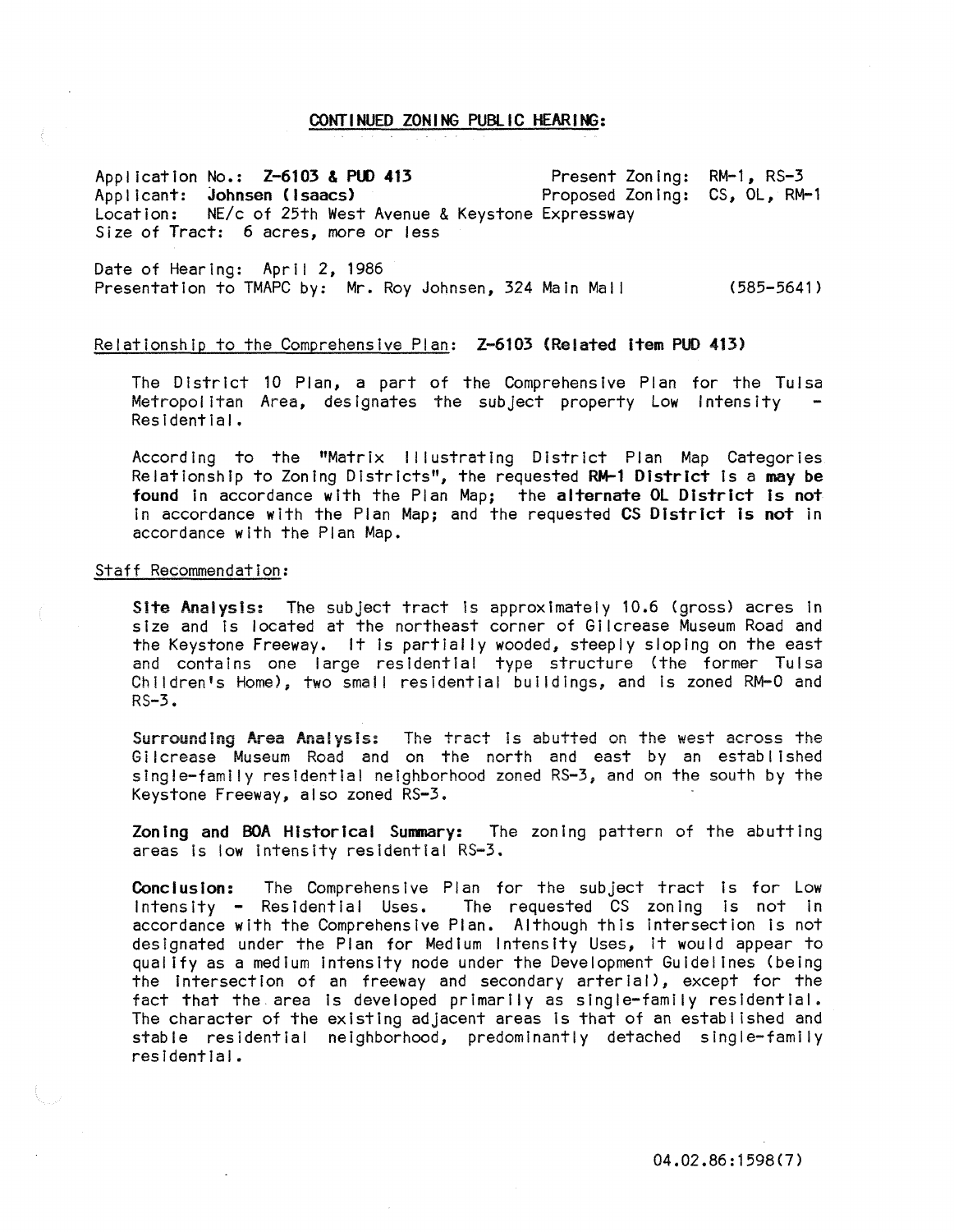## CONTINUED ZONING PUBLIC HEARING:

Application No.: **Z-6103 & PUD 413** Present Zoning: RM-1, RS-3
Applicant: **Johnsen (Isaacs)** Proposed Zoning: CS, OL, RM-1
Location: NE/c of 25th West Avenue & Keystone Expressway
Size of Tract: 6 acres, more or less

Date of Hearing: April 2, 1986
Presentation to TMAPC by: Mr. Roy Johnsen, 324 Main Mall (585-5641)

Relationship to the Comprehensive Plan: **Z-6103 (Related item PUD 413)**

The District 10 Plan, a part of the Comprehensive Plan for the Tulsa Metropolitan Area, designates the subject property Low Intensity - Residential.

According to the "Matrix Illustrating District Plan Map Categories Relationship to Zoning Districts", the requested **RM-1 District** is a **may be found** in accordance with the Plan Map; the **alternate OL District is not** in accordance with the Plan Map; and the requested **CS District is not** in accordance with the Plan Map.

Staff Recommendation:

**Site Analysis:** The subject tract is approximately 10.6 (gross) acres in size and is located at the northeast corner of Gilcrease Museum Road and the Keystone Freeway. It is partially wooded, steeply sloping on the east and contains one large residential type structure (the former Tulsa Children's Home), two small residential buildings, and is zoned RM-0 and RS-3.

**Surrounding Area Analysis:** The tract is abutted on the west across the Gilcrease Museum Road and on the north and east by an established single-family residential neighborhood zoned RS-3, and on the south by the Keystone Freeway, also zoned RS-3.

**Zoning and BOA Historical Summary:** The zoning pattern of the abutting areas is low intensity residential RS-3.

**Conclusion:** The Comprehensive Plan for the subject tract is for Low Intensity - Residential Uses. The requested CS zoning is not in accordance with the Comprehensive Plan. Although this intersection is not designated under the Plan for Medium Intensity Uses, it would appear to qualify as a medium intensity node under the Development Guidelines (being the intersection of an freeway and secondary arterial), except for the fact that the area is developed primarily as single-family residential. The character of the existing adjacent areas is that of an established and stable residential neighborhood, predominantly detached single-family residential.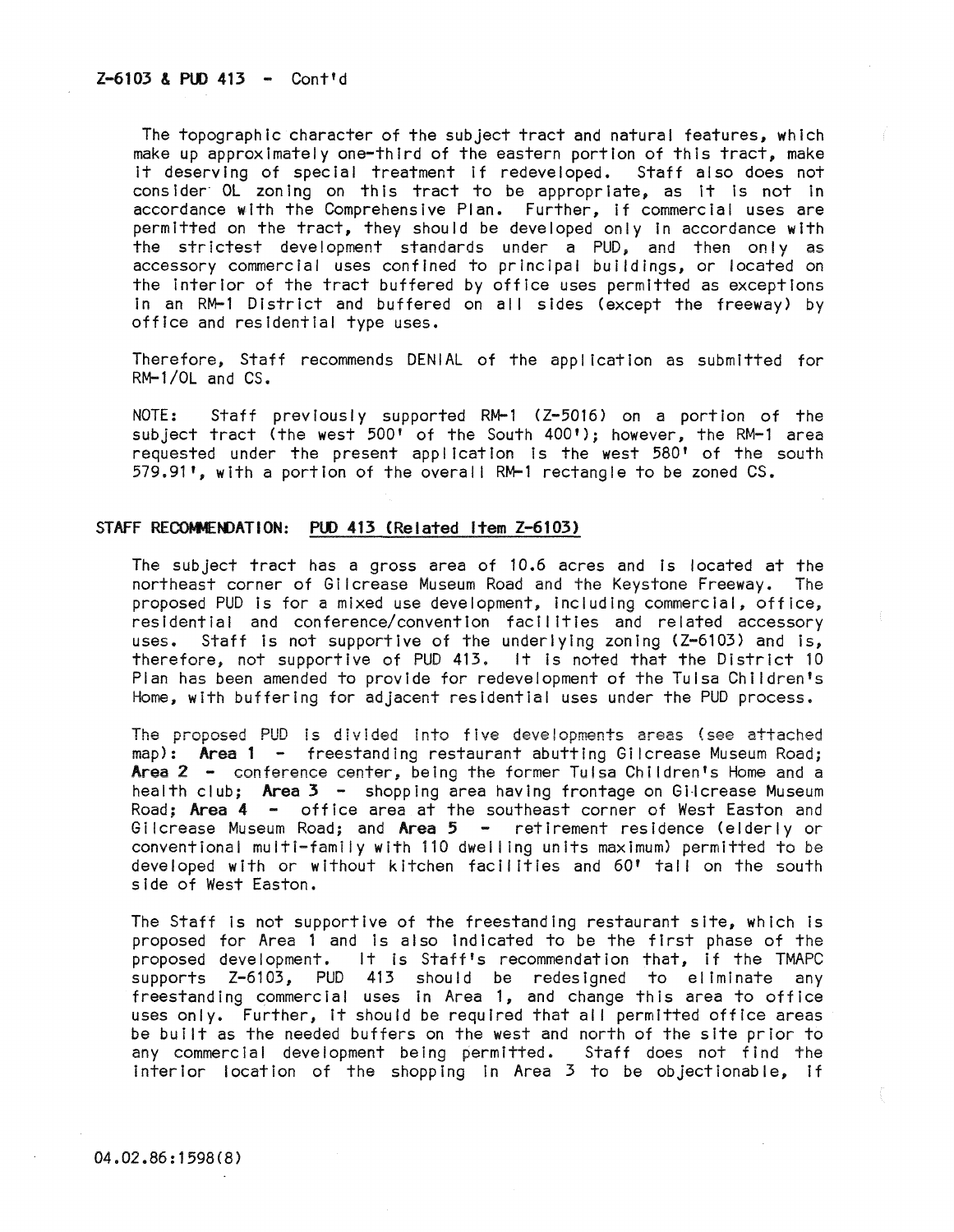Z-6103 & PUD 413 - Cont'd

The topographic character of the subject tract and natural features, which make up approximately one-third of the eastern portion of this tract, make it deserving of special treatment if redeveloped. Staff also does not consider OL zoning on this tract to be appropriate, as it is not in accordance with the Comprehensive Plan. Further, if commercial uses are permitted on the tract, they should be developed only in accordance with the strictest development standards under a PUD, and then only as accessory commercial uses confined to principal buildings, or located on the interior of the tract buffered by office uses permitted as exceptions in an RM-1 District and buffered on all sides (except the freeway) by office and residential type uses.

Therefore, Staff recommends DENIAL of the application as submitted for RM-1/OL and CS.

NOTE: Staff previously supported RM-1 (Z-5016) on a portion of the subject tract (the west 500' of the South 400'); however, the RM-1 area requested under the present application is the west 580' of the south 579.91', with a portion of the overall RM-1 rectangle to be zoned CS.

**STAFF RECOMMENDATION:** PUD 413 (Related Item Z-6103)

The subject tract has a gross area of 10.6 acres and is located at the northeast corner of Gilcrease Museum Road and the Keystone Freeway. The proposed PUD is for a mixed use development, including commercial, office, residential and conference/convention facilities and related accessory uses. Staff is not supportive of the underlying zoning (Z-6103) and is, therefore, not supportive of PUD 413. It is noted that the District 10 Plan has been amended to provide for redevelopment of the Tulsa Children's Home, with buffering for adjacent residential uses under the PUD process.

The proposed PUD is divided into five developments areas (see attached map): **Area 1** - freestanding restaurant abutting Gilcrease Museum Road; **Area 2** - conference center, being the former Tulsa Children's Home and a health club; **Area 3** - shopping area having frontage on Gilcrease Museum Road; **Area 4** - office area at the southeast corner of West Easton and Gilcrease Museum Road; and **Area 5** - retirement residence (elderly or conventional multi-family with 110 dwelling units maximum) permitted to be developed with or without kitchen facilities and 60' tall on the south side of West Easton.

The Staff is not supportive of the freestanding restaurant site, which is proposed for Area 1 and is also indicated to be the first phase of the proposed development. It is Staff's recommendation that, if the TMAPC supports Z-6103, PUD 413 should be redesigned to eliminate any freestanding commercial uses in Area 1, and change this area to office uses only. Further, it should be required that all permitted office areas be built as the needed buffers on the west and north of the site prior to any commercial development being permitted. Staff does not find the interior location of the shopping in Area 3 to be objectionable, if

04.02.86:1598(8)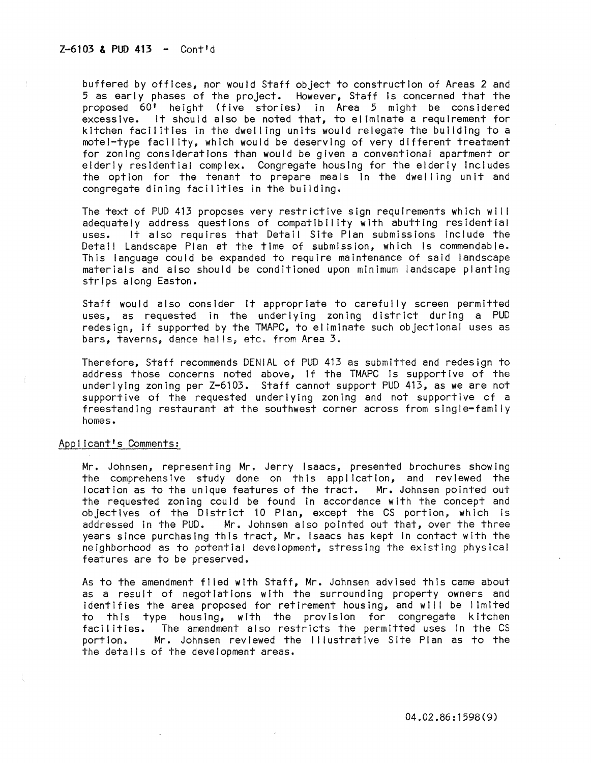Z-6103 & PUD 413 - Cont'd

buffered by offices, nor would Staff object to construction of Areas 2 and 5 as early phases of the project. However, Staff is concerned that the proposed 60' height (five stories) in Area 5 might be considered excessive. It should also be noted that, to eliminate a requirement for kitchen facilities in the dwelling units would relegate the building to a motel-type facility, which would be deserving of very different treatment for zoning considerations than would be given a conventional apartment or elderly residential complex. Congregate housing for the elderly includes the option for the tenant to prepare meals in the dwelling unit and congregate dining facilities in the building.

The text of PUD 413 proposes very restrictive sign requirements which will adequately address questions of compatibility with abutting residential uses. It also requires that Detail Site Plan submissions include the Detail Landscape Plan at the time of submission, which is commendable. This language could be expanded to require maintenance of said landscape materials and also should be conditioned upon minimum landscape planting strips along Easton.

Staff would also consider it appropriate to carefully screen permitted uses, as requested in the underlying zoning district during a PUD redesign, if supported by the TMAPC, to eliminate such objectional uses as bars, taverns, dance halls, etc. from Area 3.

Therefore, Staff recommends DENIAL of PUD 413 as submitted and redesign to address those concerns noted above, if the TMAPC is supportive of the underlying zoning per Z-6103. Staff cannot support PUD 413, as we are not supportive of the requested underlying zoning and not supportive of a freestanding restaurant at the southwest corner across from single-family homes.

Applicant's Comments:

Mr. Johnsen, representing Mr. Jerry Isaacs, presented brochures showing the comprehensive study done on this application, and reviewed the location as to the unique features of the tract. Mr. Johnsen pointed out the requested zoning could be found in accordance with the concept and objectives of the District 10 Plan, except the CS portion, which is addressed in the PUD. Mr. Johnsen also pointed out that, over the three years since purchasing this tract, Mr. Isaacs has kept in contact with the neighborhood as to potential development, stressing the existing physical features are to be preserved.

As to the amendment filed with Staff, Mr. Johnsen advised this came about as a result of negotiations with the surrounding property owners and identifies the area proposed for retirement housing, and will be limited to this type housing, with the provision for congregate kitchen facilities. The amendment also restricts the permitted uses in the CS portion. Mr. Johnsen reviewed the Illustrative Site Plan as to the the details of the development areas.

04.02.86:1598(9)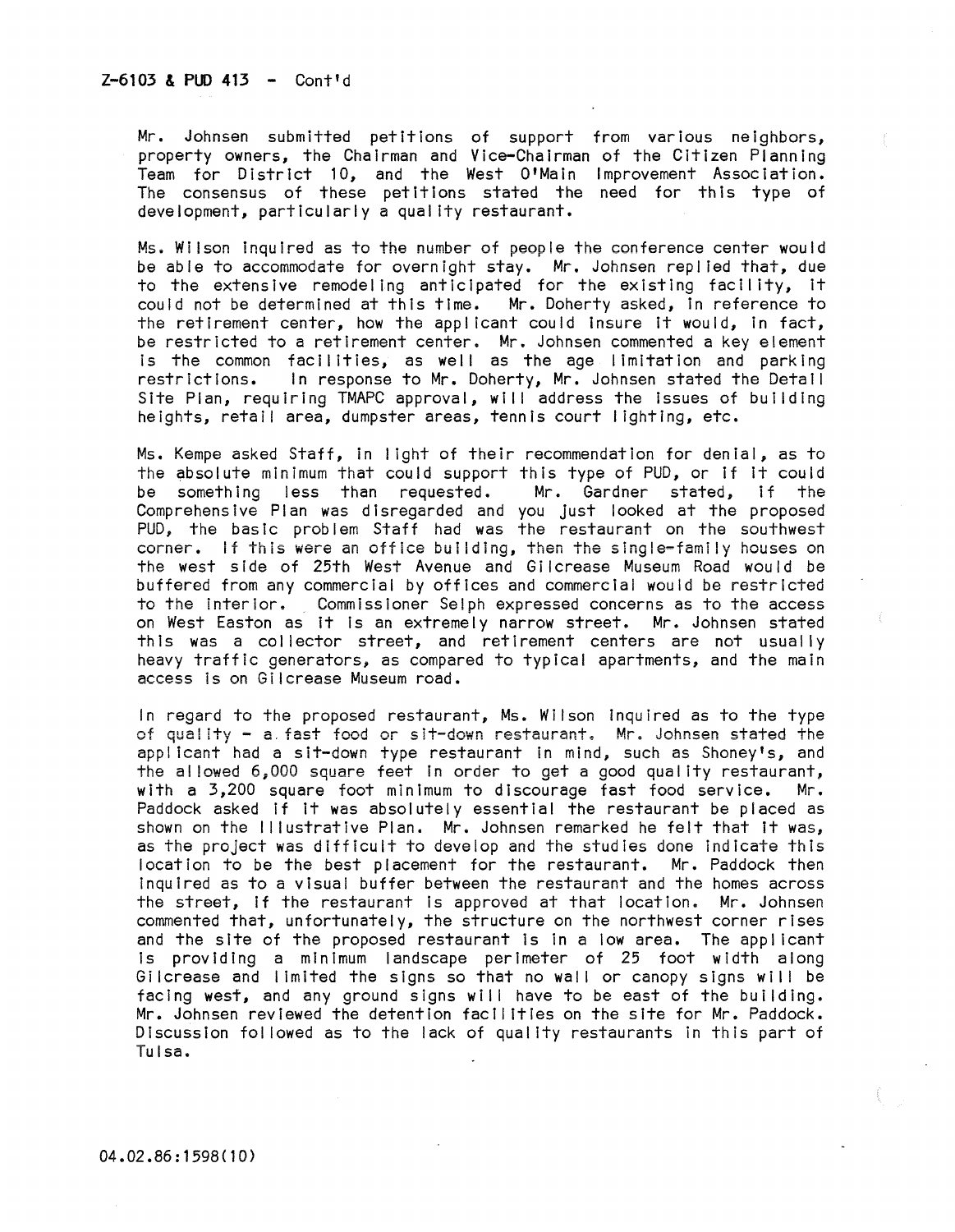Z-6103 & PUD 413 - Cont'd

Mr. Johnsen submitted petitions of support from various neighbors, property owners, the Chairman and Vice-Chairman of the Citizen Planning Team for District 10, and the West O'Main Improvement Association. The consensus of these petitions stated the need for this type of development, particularly a quality restaurant.

Ms. Wilson inquired as to the number of people the conference center would be able to accommodate for overnight stay. Mr. Johnsen replied that, due to the extensive remodeling anticipated for the existing facility, it could not be determined at this time. Mr. Doherty asked, in reference to the retirement center, how the applicant could insure it would, in fact, be restricted to a retirement center. Mr. Johnsen commented a key element is the common facilities, as well as the age limitation and parking restrictions. In response to Mr. Doherty, Mr. Johnsen stated the Detail Site Plan, requiring TMAPC approval, will address the issues of building heights, retail area, dumpster areas, tennis court lighting, etc.

Ms. Kempe asked Staff, in light of their recommendation for denial, as to the absolute minimum that could support this type of PUD, or if it could be something less than requested. Mr. Gardner stated, if the Comprehensive Plan was disregarded and you just looked at the proposed PUD, the basic problem Staff had was the restaurant on the southwest corner. If this were an office building, then the single-family houses on the west side of 25th West Avenue and Gilcrease Museum Road would be buffered from any commercial by offices and commercial would be restricted to the interior. Commissioner Selph expressed concerns as to the access on West Easton as it is an extremely narrow street. Mr. Johnsen stated this was a collector street, and retirement centers are not usually heavy traffic generators, as compared to typical apartments, and the main access is on Gilcrease Museum road.

In regard to the proposed restaurant, Ms. Wilson inquired as to the type of quality - a fast food or sit-down restaurant. Mr. Johnsen stated the applicant had a sit-down type restaurant in mind, such as Shoney's, and the allowed 6,000 square feet in order to get a good quality restaurant, with a 3,200 square foot minimum to discourage fast food service. Mr. Paddock asked if it was absolutely essential the restaurant be placed as shown on the Illustrative Plan. Mr. Johnsen remarked he felt that it was, as the project was difficult to develop and the studies done indicate this location to be the best placement for the restaurant. Mr. Paddock then inquired as to a visual buffer between the restaurant and the homes across the street, if the restaurant is approved at that location. Mr. Johnsen commented that, unfortunately, the structure on the northwest corner rises and the site of the proposed restaurant is in a low area. The applicant is providing a minimum landscape perimeter of 25 foot width along Gilcrease and limited the signs so that no wall or canopy signs will be facing west, and any ground signs will have to be east of the building. Mr. Johnsen reviewed the detention facilities on the site for Mr. Paddock. Discussion followed as to the lack of quality restaurants in this part of Tulsa.

04.02.86:1598(10)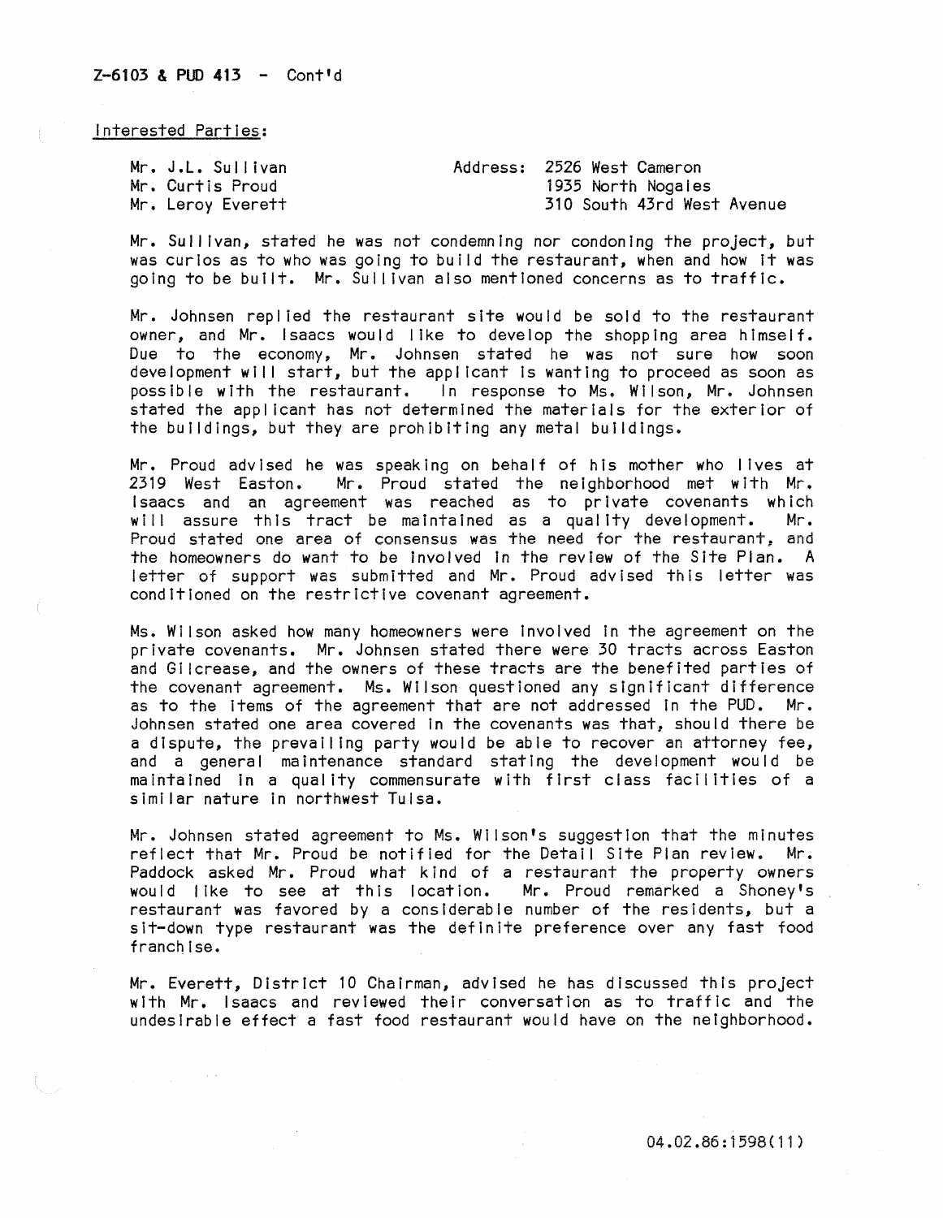Z-6103 & PUD 413 - Cont'd

Interested Parties:

| | |
|---|---|
| Mr. J.L. Sullivan | Address: 2526 West Cameron |
| Mr. Curtis Proud | 1935 North Nogales |
| Mr. Leroy Everett | 310 South 43rd West Avenue |

Mr. Sullivan, stated he was not condemning nor condoning the project, but was curios as to who was going to build the restaurant, when and how it was going to be built. Mr. Sullivan also mentioned concerns as to traffic.

Mr. Johnsen replied the restaurant site would be sold to the restaurant owner, and Mr. Isaacs would like to develop the shopping area himself. Due to the economy, Mr. Johnsen stated he was not sure how soon development will start, but the applicant is wanting to proceed as soon as possible with the restaurant. In response to Ms. Wilson, Mr. Johnsen stated the applicant has not determined the materials for the exterior of the buildings, but they are prohibiting any metal buildings.

Mr. Proud advised he was speaking on behalf of his mother who lives at 2319 West Easton. Mr. Proud stated the neighborhood met with Mr. Isaacs and an agreement was reached as to private covenants which will assure this tract be maintained as a quality development. Mr. Proud stated one area of consensus was the need for the restaurant, and the homeowners do want to be involved in the review of the Site Plan. A letter of support was submitted and Mr. Proud advised this letter was conditioned on the restrictive covenant agreement.

Ms. Wilson asked how many homeowners were involved in the agreement on the private covenants. Mr. Johnsen stated there were 30 tracts across Easton and Gilcrease, and the owners of these tracts are the benefited parties of the covenant agreement. Ms. Wilson questioned any significant difference as to the items of the agreement that are not addressed in the PUD. Mr. Johnsen stated one area covered in the covenants was that, should there be a dispute, the prevailing party would be able to recover an attorney fee, and a general maintenance standard stating the development would be maintained in a quality commensurate with first class facilities of a similar nature in northwest Tulsa.

Mr. Johnsen stated agreement to Ms. Wilson's suggestion that the minutes reflect that Mr. Proud be notified for the Detail Site Plan review. Mr. Paddock asked Mr. Proud what kind of a restaurant the property owners would like to see at this location. Mr. Proud remarked a Shoney's restaurant was favored by a considerable number of the residents, but a sit-down type restaurant was the definite preference over any fast food franchise.

Mr. Everett, District 10 Chairman, advised he has discussed this project with Mr. Isaacs and reviewed their conversation as to traffic and the undesirable effect a fast food restaurant would have on the neighborhood.

04.02.86:1598(11)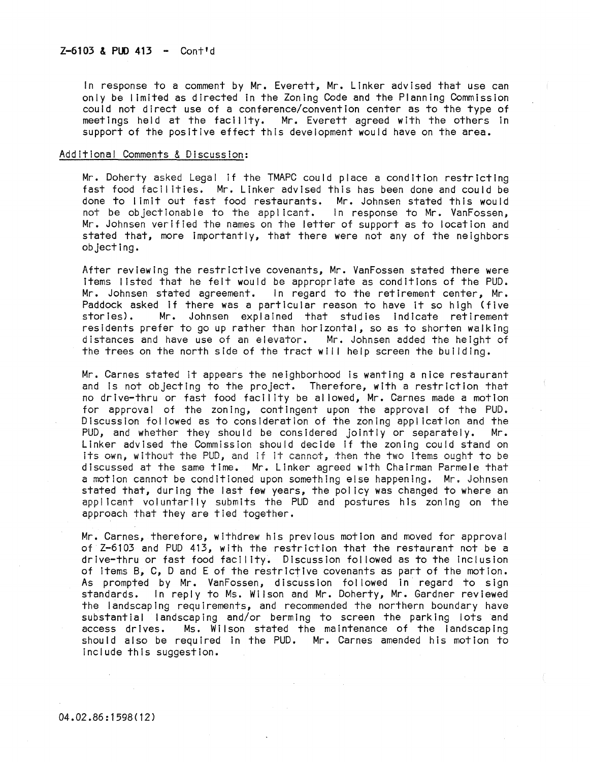Z-6103 & PUD 413 - Cont'd

In response to a comment by Mr. Everett, Mr. Linker advised that use can only be limited as directed in the Zoning Code and the Planning Commission could not direct use of a conference/convention center as to the type of meetings held at the facility. Mr. Everett agreed with the others in support of the positive effect this development would have on the area.

Additional Comments & Discussion:

Mr. Doherty asked Legal if the TMAPC could place a condition restricting fast food facilities. Mr. Linker advised this has been done and could be done to limit out fast food restaurants. Mr. Johnsen stated this would not be objectionable to the applicant. In response to Mr. VanFossen, Mr. Johnsen verified the names on the letter of support as to location and stated that, more importantly, that there were not any of the neighbors objecting.

After reviewing the restrictive covenants, Mr. VanFossen stated there were items listed that he felt would be appropriate as conditions of the PUD. Mr. Johnsen stated agreement. In regard to the retirement center, Mr. Paddock asked if there was a particular reason to have it so high (five stories). Mr. Johnsen explained that studies indicate retirement residents prefer to go up rather than horizontal, so as to shorten walking distances and have use of an elevator. Mr. Johnsen added the height of the trees on the north side of the tract will help screen the building.

Mr. Carnes stated it appears the neighborhood is wanting a nice restaurant and is not objecting to the project. Therefore, with a restriction that no drive-thru or fast food facility be allowed, Mr. Carnes made a motion for approval of the zoning, contingent upon the approval of the PUD. Discussion followed as to consideration of the zoning application and the PUD, and whether they should be considered jointly or separately. Mr. Linker advised the Commission should decide if the zoning could stand on its own, without the PUD, and if it cannot, then the two items ought to be discussed at the same time. Mr. Linker agreed with Chairman Parmele that a motion cannot be conditioned upon something else happening. Mr. Johnsen stated that, during the last few years, the policy was changed to where an applicant voluntarily submits the PUD and postures his zoning on the approach that they are tied together.

Mr. Carnes, therefore, withdrew his previous motion and moved for approval of Z-6103 and PUD 413, with the restriction that the restaurant not be a drive-thru or fast food facility. Discussion followed as to the inclusion of items B, C, D and E of the restrictive covenants as part of the motion. As prompted by Mr. VanFossen, discussion followed in regard to sign standards. In reply to Ms. Wilson and Mr. Doherty, Mr. Gardner reviewed the landscaping requirements, and recommended the northern boundary have substantial landscaping and/or berming to screen the parking lots and access drives. Ms. Wilson stated the maintenance of the landscaping should also be required in the PUD. Mr. Carnes amended his motion to include this suggestion.

04.02.86:1598(12)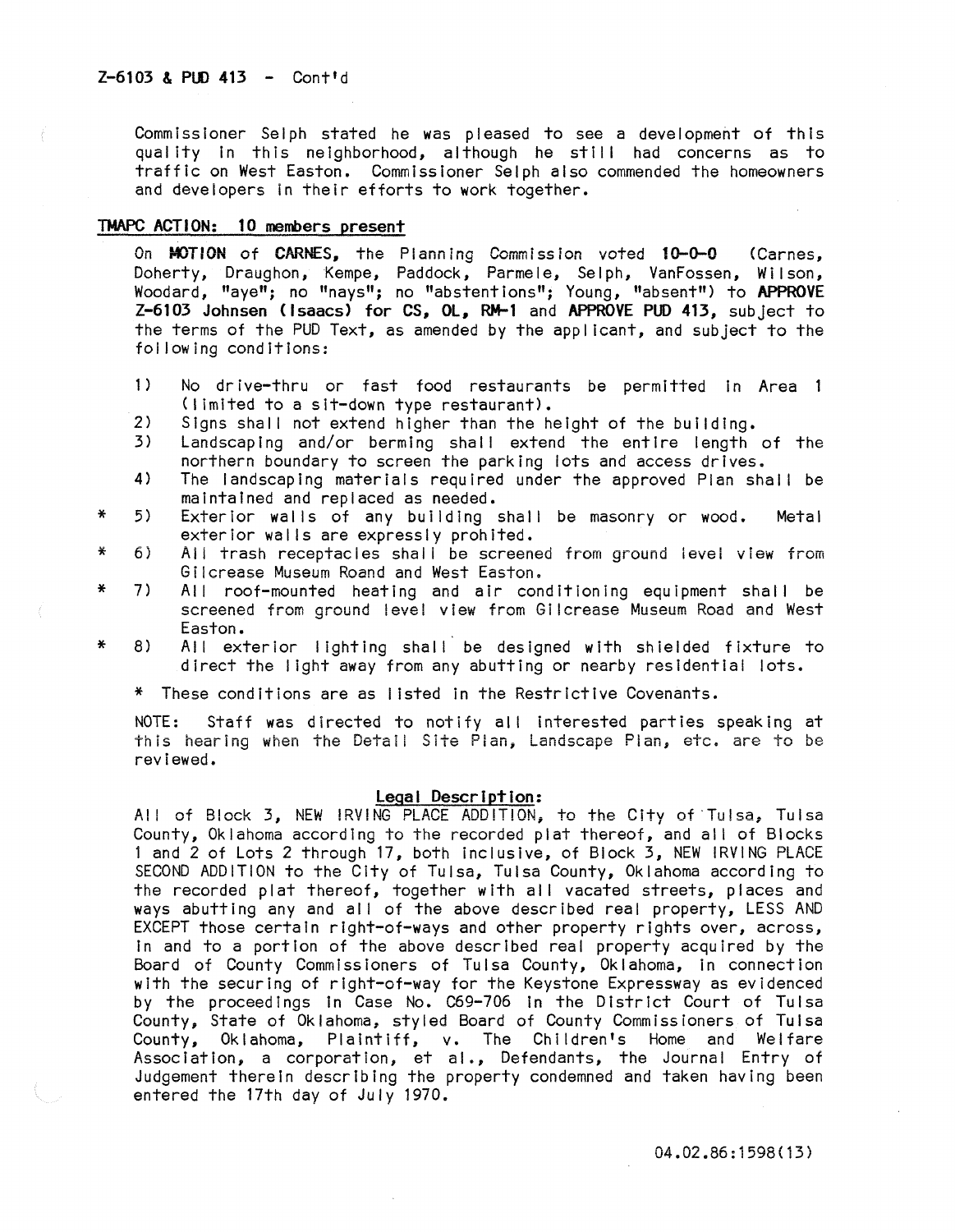Z-6103 & PUD 413 - Cont'd

Commissioner Selph stated he was pleased to see a development of this quality in this neighborhood, although he still had concerns as to traffic on West Easton. Commissioner Selph also commended the homeowners and developers in their efforts to work together.

**TMAPC ACTION: 10 members present**

On **MOTION** of **CARNES**, the Planning Commission voted **10-0-0** (Carnes, Doherty, Draughon, Kempe, Paddock, Parmele, Selph, VanFossen, Wilson, Woodard, "aye"; no "nays"; no "abstentions"; Young, "absent") to **APPROVE Z-6103 Johnsen (Isaacs) for CS, OL, RM-1** and **APPROVE PUD 413**, subject to the terms of the PUD Text, as amended by the applicant, and subject to the following conditions:

1) No drive-thru or fast food restaurants be permitted in Area 1 (limited to a sit-down type restaurant).
2) Signs shall not extend higher than the height of the building.
3) Landscaping and/or berming shall extend the entire length of the northern boundary to screen the parking lots and access drives.
4) The landscaping materials required under the approved Plan shall be maintained and replaced as needed.
5) * Exterior walls of any building shall be masonry or wood. Metal exterior walls are expressly prohited.
6) * All trash receptacles shall be screened from ground level view from Gilcrease Museum Roand and West Easton.
7) * All roof-mounted heating and air conditioning equipment shall be screened from ground level view from Gilcrease Museum Road and West Easton.
8) * All exterior lighting shall be designed with shielded fixture to direct the light away from any abutting or nearby residential lots.

\* These conditions are as listed in the Restrictive Covenants.

NOTE: Staff was directed to notify all interested parties speaking at this hearing when the Detail Site Plan, Landscape Plan, etc. are to be reviewed.

**Legal Description:**

All of Block 3, NEW IRVING PLACE ADDITION, to the City of Tulsa, Tulsa County, Oklahoma according to the recorded plat thereof, and all of Blocks 1 and 2 of Lots 2 through 17, both inclusive, of Block 3, NEW IRVING PLACE SECOND ADDITION to the City of Tulsa, Tulsa County, Oklahoma according to the recorded plat thereof, together with all vacated streets, places and ways abutting any and all of the above described real property, LESS AND EXCEPT those certain right-of-ways and other property rights over, across, in and to a portion of the above described real property acquired by the Board of County Commissioners of Tulsa County, Oklahoma, in connection with the securing of right-of-way for the Keystone Expressway as evidenced by the proceedings in Case No. C69-706 in the District Court of Tulsa County, State of Oklahoma, styled Board of County Commissioners of Tulsa County, Oklahoma, Plaintiff, v. The Children's Home and Welfare Association, a corporation, et al., Defendants, the Journal Entry of Judgement therein describing the property condemned and taken having been entered the 17th day of July 1970.

04.02.86:1598(13)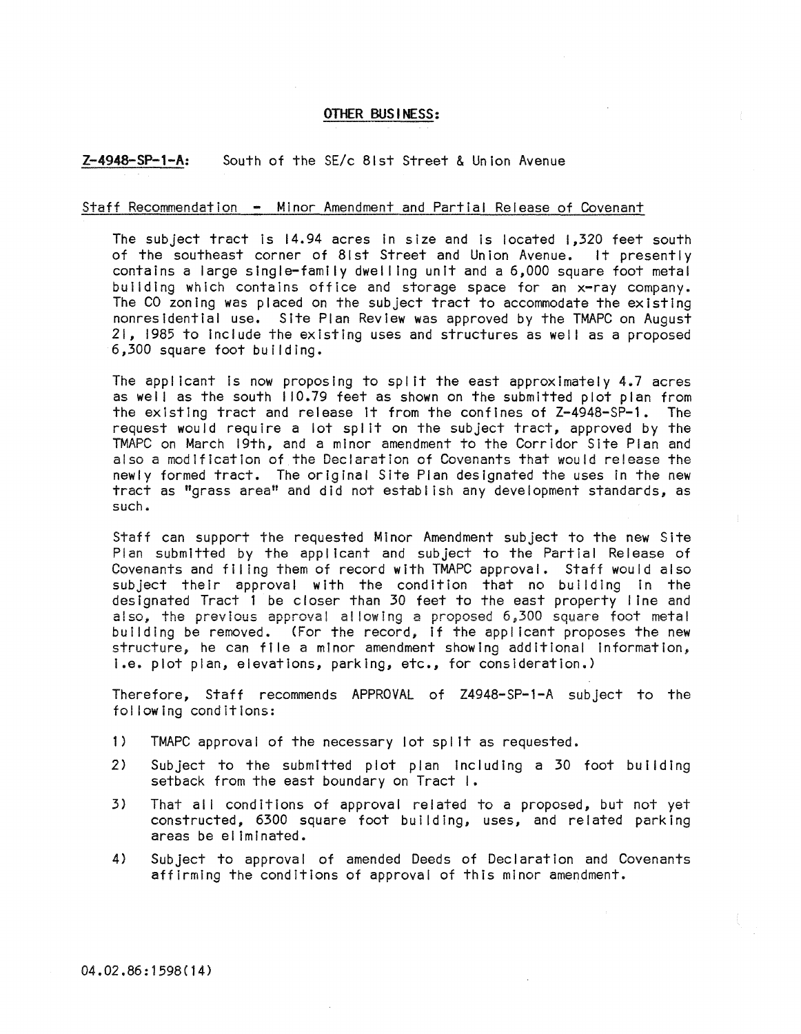**OTHER BUSINESS:**

**Z-4948-SP-1-A:** South of the SE/c 81st Street & Union Avenue

Staff Recommendation - Minor Amendment and Partial Release of Covenant

The subject tract is 14.94 acres in size and is located 1,320 feet south of the southeast corner of 81st Street and Union Avenue. It presently contains a large single-family dwelling unit and a 6,000 square foot metal building which contains office and storage space for an x-ray company. The CO zoning was placed on the subject tract to accommodate the existing nonresidential use. Site Plan Review was approved by the TMAPC on August 21, 1985 to include the existing uses and structures as well as a proposed 6,300 square foot building.

The applicant is now proposing to split the east approximately 4.7 acres as well as the south 110.79 feet as shown on the submitted plot plan from the existing tract and release it from the confines of Z-4948-SP-1. The request would require a lot split on the subject tract, approved by the TMAPC on March 19th, and a minor amendment to the Corridor Site Plan and also a modification of the Declaration of Covenants that would release the newly formed tract. The original Site Plan designated the uses in the new tract as "grass area" and did not establish any development standards, as such.

Staff can support the requested Minor Amendment subject to the new Site Plan submitted by the applicant and subject to the Partial Release of Covenants and filing them of record with TMAPC approval. Staff would also subject their approval with the condition that no building in the designated Tract 1 be closer than 30 feet to the east property line and also, the previous approval allowing a proposed 6,300 square foot metal building be removed. (For the record, if the applicant proposes the new structure, he can file a minor amendment showing additional information, i.e. plot plan, elevations, parking, etc., for consideration.)

Therefore, Staff recommends APPROVAL of Z4948-SP-1-A subject to the following conditions:

1) TMAPC approval of the necessary lot split as requested.
2) Subject to the submitted plot plan including a 30 foot building setback from the east boundary on Tract 1.
3) That all conditions of approval related to a proposed, but not yet constructed, 6300 square foot building, uses, and related parking areas be eliminated.
4) Subject to approval of amended Deeds of Declaration and Covenants affirming the conditions of approval of this minor amendment.

04.02.86:1598(14)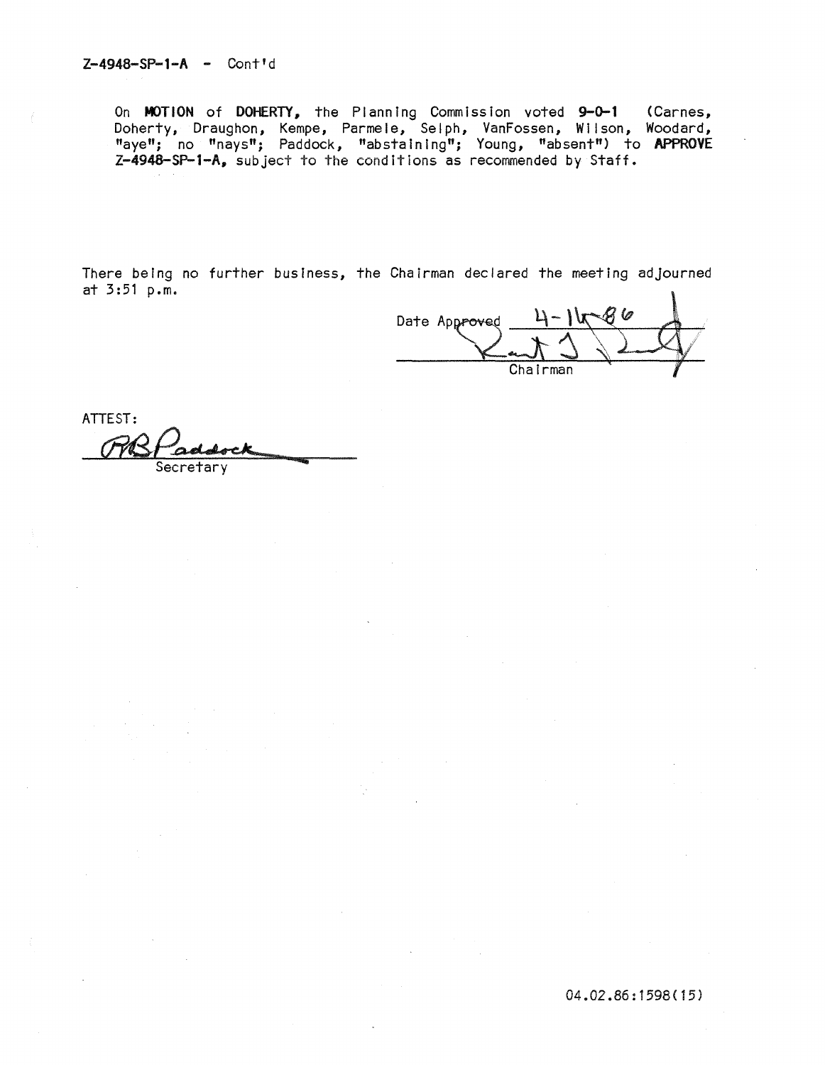Z-4948-SP-1-A - Cont'd

On **MOTION** of **DOHERTY**, the Planning Commission voted **9-0-1** (Carnes, Doherty, Draughon, Kempe, Parmele, Selph, VanFossen, Wilson, Woodard, "aye"; no "nays"; Paddock, "abstaining"; Young, "absent") to **APPROVE Z-4948-SP-1-A**, subject to the conditions as recommended by Staff.

There being no further business, the Chairman declared the meeting adjourned at 3:51 p.m.

Date Approved 4-16-86

Chairman

ATTEST:

Secretary

04.02.86:1598(15)